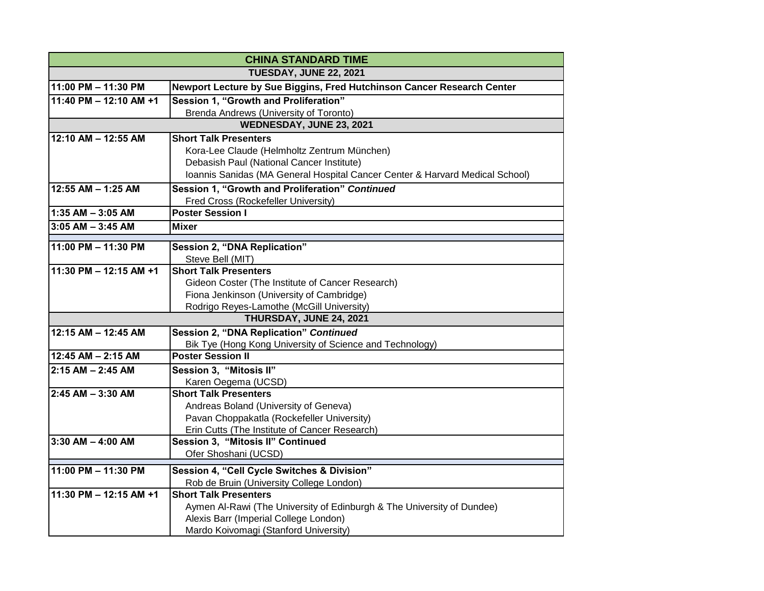| CHINA STANDARD TIME | |
|---|---|
| **TUESDAY, JUNE 22, 2021** | |
| **11:00 PM – 11:30 PM** | **Newport Lecture by Sue Biggins, Fred Hutchinson Cancer Research Center** |
| **11:40 PM – 12:10 AM +1** | **Session 1, "Growth and Proliferation"**<br>Brenda Andrews (University of Toronto) |
| **WEDNESDAY, JUNE 23, 2021** | |
| **12:10 AM – 12:55 AM** | **Short Talk Presenters**<br>Kora-Lee Claude (Helmholtz Zentrum München)<br>Debasish Paul (National Cancer Institute)<br>Ioannis Sanidas (MA General Hospital Cancer Center & Harvard Medical School) |
| **12:55 AM – 1:25 AM** | **Session 1, "Growth and Proliferation"** ***Continued***<br>Fred Cross (Rockefeller University) |
| **1:35 AM – 3:05 AM** | **Poster Session I** |
| **3:05 AM – 3:45 AM** | **Mixer** |
| | |
| **11:00 PM – 11:30 PM** | **Session 2, "DNA Replication"**<br>Steve Bell (MIT) |
| **11:30 PM – 12:15 AM +1** | **Short Talk Presenters**<br>Gideon Coster (The Institute of Cancer Research)<br>Fiona Jenkinson (University of Cambridge)<br>Rodrigo Reyes-Lamothe (McGill University) |
| **THURSDAY, JUNE 24, 2021** | |
| **12:15 AM – 12:45 AM** | **Session 2, "DNA Replication"** ***Continued***<br>Bik Tye (Hong Kong University of Science and Technology) |
| **12:45 AM – 2:15 AM** | **Poster Session II** |
| **2:15 AM – 2:45 AM** | **Session 3, "Mitosis II"**<br>Karen Oegema (UCSD) |
| **2:45 AM – 3:30 AM** | **Short Talk Presenters**<br>Andreas Boland (University of Geneva)<br>Pavan Choppakatla (Rockefeller University)<br>Erin Cutts (The Institute of Cancer Research) |
| **3:30 AM – 4:00 AM** | **Session 3, "Mitosis II" Continued**<br>Ofer Shoshani (UCSD) |
| | |
| **11:00 PM – 11:30 PM** | **Session 4, "Cell Cycle Switches & Division"**<br>Rob de Bruin (University College London) |
| **11:30 PM – 12:15 AM +1** | **Short Talk Presenters**<br>Aymen Al-Rawi (The University of Edinburgh & The University of Dundee)<br>Alexis Barr (Imperial College London)<br>Mardo Koivomagi (Stanford University) |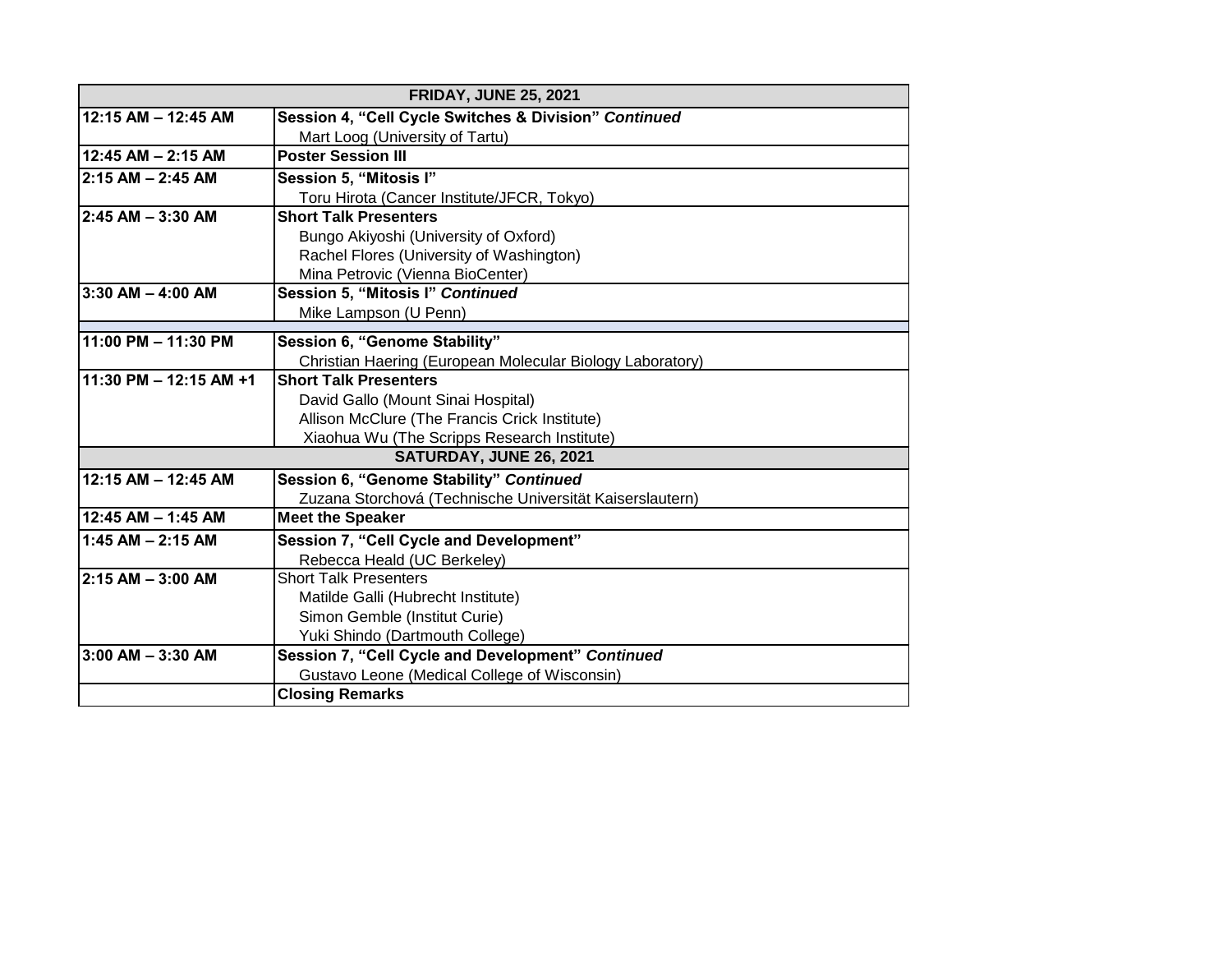| FRIDAY, JUNE 25, 2021 | |
|---|---|
| **12:15 AM – 12:45 AM** | **Session 4, "Cell Cycle Switches & Division"** ***Continued***<br>Mart Loog (University of Tartu) |
| **12:45 AM – 2:15 AM** | **Poster Session III** |
| **2:15 AM – 2:45 AM** | **Session 5, "Mitosis I"**<br>Toru Hirota (Cancer Institute/JFCR, Tokyo) |
| **2:45 AM – 3:30 AM** | **Short Talk Presenters**<br>Bungo Akiyoshi (University of Oxford)<br>Rachel Flores (University of Washington)<br>Mina Petrovic (Vienna BioCenter) |
| **3:30 AM – 4:00 AM** | **Session 5, "Mitosis I"** ***Continued***<br>Mike Lampson (U Penn) |
| | |
| **11:00 PM – 11:30 PM** | **Session 6, "Genome Stability"**<br>Christian Haering (European Molecular Biology Laboratory) |
| **11:30 PM – 12:15 AM +1** | **Short Talk Presenters**<br>David Gallo (Mount Sinai Hospital)<br>Allison McClure (The Francis Crick Institute)<br>Xiaohua Wu (The Scripps Research Institute) |
| **SATURDAY, JUNE 26, 2021** | |
| **12:15 AM – 12:45 AM** | **Session 6, "Genome Stability"** ***Continued***<br>Zuzana Storchová (Technische Universität Kaiserslautern) |
| **12:45 AM – 1:45 AM** | **Meet the Speaker** |
| **1:45 AM – 2:15 AM** | **Session 7, "Cell Cycle and Development"**<br>Rebecca Heald (UC Berkeley) |
| **2:15 AM – 3:00 AM** | Short Talk Presenters<br>Matilde Galli (Hubrecht Institute)<br>Simon Gemble (Institut Curie)<br>Yuki Shindo (Dartmouth College) |
| **3:00 AM – 3:30 AM** | **Session 7, "Cell Cycle and Development"** ***Continued***<br>Gustavo Leone (Medical College of Wisconsin) |
| | **Closing Remarks** |